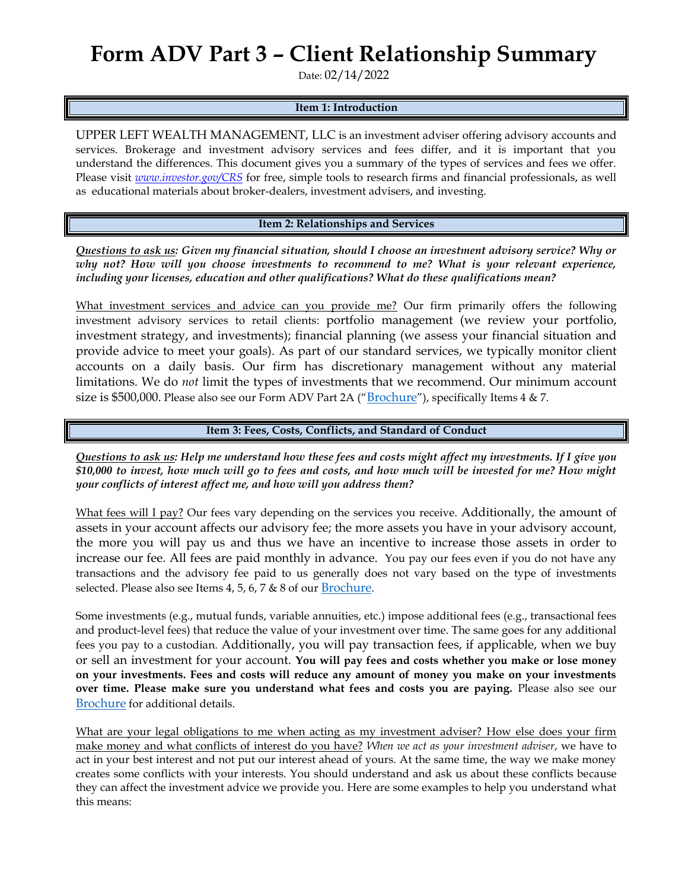# Form ADV Part 3 – Client Relationship Summary

Date: 02/14/2022

## Item 1: Introduction

UPPER LEFT WEALTH MANAGEMENT, LLC is an investment adviser offering advisory accounts and services. Brokerage and investment advisory services and fees differ, and it is important that you understand the differences. This document gives you a summary of the types of services and fees we offer. Please visit *www.investor.gov/CRS* for free, simple tools to research firms and financial professionals, as well as educational materials about broker-dealers, investment advisers, and investing.

## Item 2: Relationships and Services

***Questions to ask us: Given my financial situation, should I choose an investment advisory service? Why or why not? How will you choose investments to recommend to me? What is your relevant experience, including your licenses, education and other qualifications? What do these qualifications mean?***

What investment services and advice can you provide me? Our firm primarily offers the following investment advisory services to retail clients: portfolio management (we review your portfolio, investment strategy, and investments); financial planning (we assess your financial situation and provide advice to meet your goals). As part of our standard services, we typically monitor client accounts on a daily basis. Our firm has discretionary management without any material limitations. We do *not* limit the types of investments that we recommend. Our minimum account size is $500,000. Please also see our Form ADV Part 2A ("Brochure"), specifically Items 4 & 7.

## Item 3: Fees, Costs, Conflicts, and Standard of Conduct

***Questions to ask us: Help me understand how these fees and costs might affect my investments. If I give you $10,000 to invest, how much will go to fees and costs, and how much will be invested for me? How might your conflicts of interest affect me, and how will you address them?***

What fees will I pay? Our fees vary depending on the services you receive. Additionally, the amount of assets in your account affects our advisory fee; the more assets you have in your advisory account, the more you will pay us and thus we have an incentive to increase those assets in order to increase our fee. All fees are paid monthly in advance. You pay our fees even if you do not have any transactions and the advisory fee paid to us generally does not vary based on the type of investments selected. Please also see Items 4, 5, 6, 7 & 8 of our Brochure.

Some investments (e.g., mutual funds, variable annuities, etc.) impose additional fees (e.g., transactional fees and product-level fees) that reduce the value of your investment over time. The same goes for any additional fees you pay to a custodian. Additionally, you will pay transaction fees, if applicable, when we buy or sell an investment for your account. **You will pay fees and costs whether you make or lose money on your investments. Fees and costs will reduce any amount of money you make on your investments over time. Please make sure you understand what fees and costs you are paying.** Please also see our Brochure for additional details.

What are your legal obligations to me when acting as my investment adviser? How else does your firm make money and what conflicts of interest do you have? *When we act as your investment adviser*, we have to act in your best interest and not put our interest ahead of yours. At the same time, the way we make money creates some conflicts with your interests. You should understand and ask us about these conflicts because they can affect the investment advice we provide you. Here are some examples to help you understand what this means: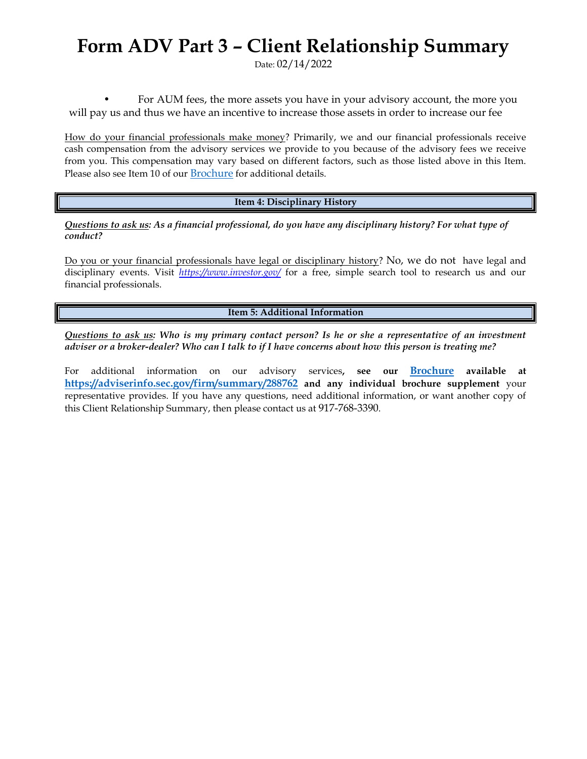# Form ADV Part 3 – Client Relationship Summary

Date: 02/14/2022

- For AUM fees, the more assets you have in your advisory account, the more you will pay us and thus we have an incentive to increase those assets in order to increase our fee

How do your financial professionals make money? Primarily, we and our financial professionals receive cash compensation from the advisory services we provide to you because of the advisory fees we receive from you. This compensation may vary based on different factors, such as those listed above in this Item. Please also see Item 10 of our [Brochure] for additional details.

## Item 4: Disciplinary History

***Questions to ask us: As a financial professional, do you have any disciplinary history? For what type of conduct?***

Do you or your financial professionals have legal or disciplinary history? No, we do not have legal and disciplinary events. Visit *https://www.investor.gov/* for a free, simple search tool to research us and our financial professionals.

## Item 5: Additional Information

***Questions to ask us: Who is my primary contact person? Is he or she a representative of an investment adviser or a broker-dealer? Who can I talk to if I have concerns about how this person is treating me?***

For additional information on our advisory services**, see our Brochure available at https://adviserinfo.sec.gov/firm/summary/288762 and any individual brochure supplement** your representative provides. If you have any questions, need additional information, or want another copy of this Client Relationship Summary, then please contact us at 917-768-3390.